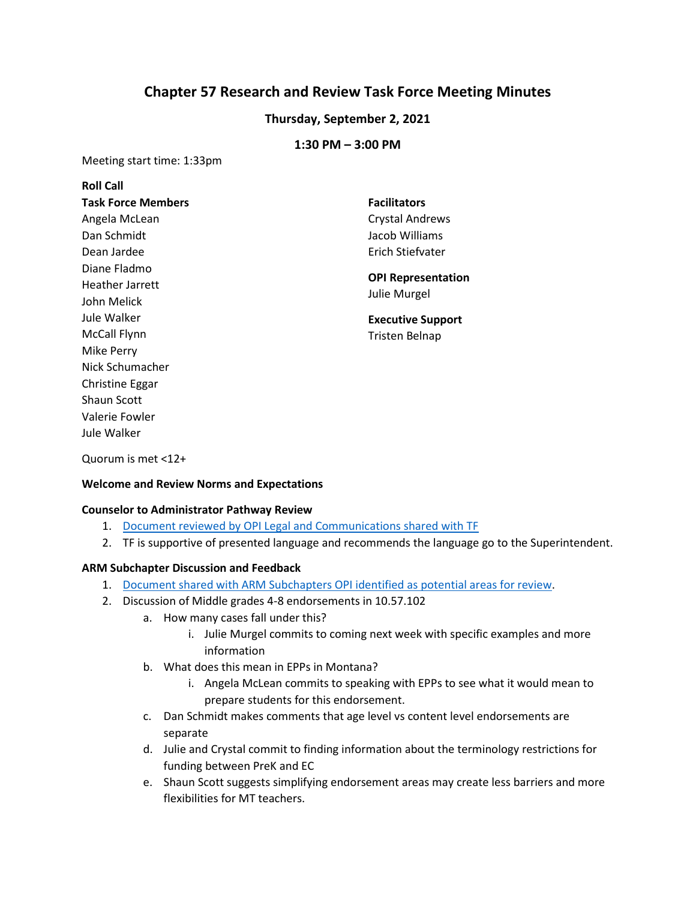# Chapter 57 Research and Review Task Force Meeting Minutes

**Thursday, September 2, 2021**

**1:30 PM – 3:00 PM**

Meeting start time: 1:33pm

**Roll Call**

**Task Force Members**

Angela McLean
Dan Schmidt
Dean Jardee
Diane Fladmo
Heather Jarrett
John Melick
Jule Walker
McCall Flynn
Mike Perry
Nick Schumacher
Christine Eggar
Shaun Scott
Valerie Fowler
Jule Walker

**Facilitators**

Crystal Andrews
Jacob Williams
Erich Stiefvater

**OPI Representation**

Julie Murgel

**Executive Support**

Tristen Belnap

Quorum is met <12+

**Welcome and Review Norms and Expectations**

**Counselor to Administrator Pathway Review**

1. Document reviewed by OPI Legal and Communications shared with TF
2. TF is supportive of presented language and recommends the language go to the Superintendent.

**ARM Subchapter Discussion and Feedback**

1. Document shared with ARM Subchapters OPI identified as potential areas for review.
2. Discussion of Middle grades 4-8 endorsements in 10.57.102
   a. How many cases fall under this?
      i. Julie Murgel commits to coming next week with specific examples and more information
   b. What does this mean in EPPs in Montana?
      i. Angela McLean commits to speaking with EPPs to see what it would mean to prepare students for this endorsement.
   c. Dan Schmidt makes comments that age level vs content level endorsements are separate
   d. Julie and Crystal commit to finding information about the terminology restrictions for funding between PreK and EC
   e. Shaun Scott suggests simplifying endorsement areas may create less barriers and more flexibilities for MT teachers.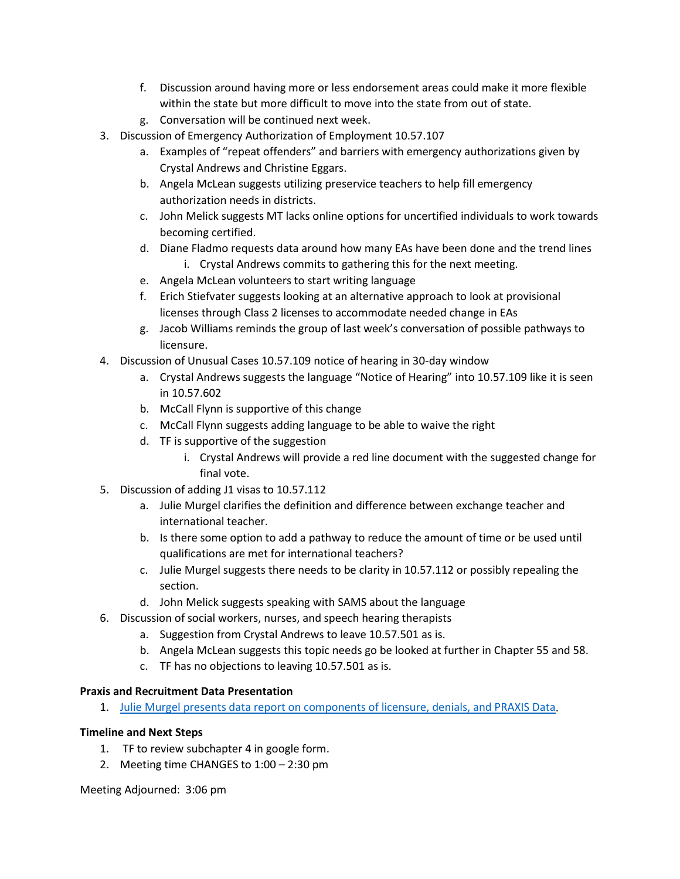f. Discussion around having more or less endorsement areas could make it more flexible within the state but more difficult to move into the state from out of state.
   g. Conversation will be continued next week.
3. Discussion of Emergency Authorization of Employment 10.57.107
   a. Examples of "repeat offenders" and barriers with emergency authorizations given by Crystal Andrews and Christine Eggars.
   b. Angela McLean suggests utilizing preservice teachers to help fill emergency authorization needs in districts.
   c. John Melick suggests MT lacks online options for uncertified individuals to work towards becoming certified.
   d. Diane Fladmo requests data around how many EAs have been done and the trend lines
      i. Crystal Andrews commits to gathering this for the next meeting.
   e. Angela McLean volunteers to start writing language
   f. Erich Stiefvater suggests looking at an alternative approach to look at provisional licenses through Class 2 licenses to accommodate needed change in EAs
   g. Jacob Williams reminds the group of last week's conversation of possible pathways to licensure.
4. Discussion of Unusual Cases 10.57.109 notice of hearing in 30-day window
   a. Crystal Andrews suggests the language "Notice of Hearing" into 10.57.109 like it is seen in 10.57.602
   b. McCall Flynn is supportive of this change
   c. McCall Flynn suggests adding language to be able to waive the right
   d. TF is supportive of the suggestion
      i. Crystal Andrews will provide a red line document with the suggested change for final vote.
5. Discussion of adding J1 visas to 10.57.112
   a. Julie Murgel clarifies the definition and difference between exchange teacher and international teacher.
   b. Is there some option to add a pathway to reduce the amount of time or be used until qualifications are met for international teachers?
   c. Julie Murgel suggests there needs to be clarity in 10.57.112 or possibly repealing the section.
   d. John Melick suggests speaking with SAMS about the language
6. Discussion of social workers, nurses, and speech hearing therapists
   a. Suggestion from Crystal Andrews to leave 10.57.501 as is.
   b. Angela McLean suggests this topic needs go be looked at further in Chapter 55 and 58.
   c. TF has no objections to leaving 10.57.501 as is.

**Praxis and Recruitment Data Presentation**

1. Julie Murgel presents data report on components of licensure, denials, and PRAXIS Data.

**Timeline and Next Steps**

1. TF to review subchapter 4 in google form.
2. Meeting time CHANGES to 1:00 – 2:30 pm

Meeting Adjourned: 3:06 pm